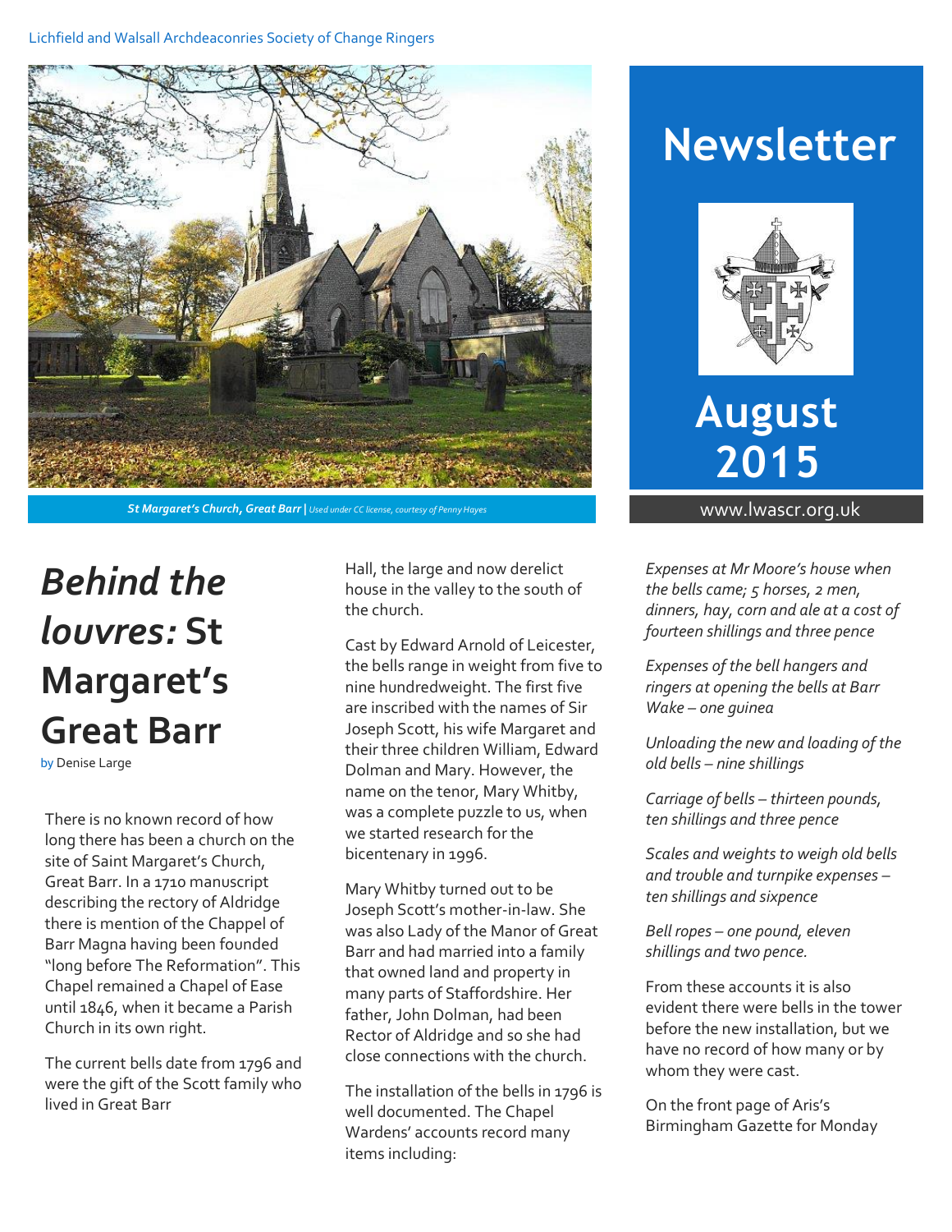Lichfield and Walsall Archdeaconries Society of Change Ringers

# Newsletter

# August 2015

www.lwascr.org.uk

*St Margaret's Church, Great Barr* | *Used under CC license, courtesy of Penny Hayes*

# *Behind the louvres:* St Margaret's Great Barr

by Denise Large

There is no known record of how long there has been a church on the site of Saint Margaret's Church, Great Barr. In a 1710 manuscript describing the rectory of Aldridge there is mention of the Chappel of Barr Magna having been founded "long before The Reformation". This Chapel remained a Chapel of Ease until 1846, when it became a Parish Church in its own right.

The current bells date from 1796 and were the gift of the Scott family who lived in Great Barr Hall, the large and now derelict house in the valley to the south of the church.

Cast by Edward Arnold of Leicester, the bells range in weight from five to nine hundredweight. The first five are inscribed with the names of Sir Joseph Scott, his wife Margaret and their three children William, Edward Dolman and Mary. However, the name on the tenor, Mary Whitby, was a complete puzzle to us, when we started research for the bicentenary in 1996.

Mary Whitby turned out to be Joseph Scott's mother-in-law. She was also Lady of the Manor of Great Barr and had married into a family that owned land and property in many parts of Staffordshire. Her father, John Dolman, had been Rector of Aldridge and so she had close connections with the church.

The installation of the bells in 1796 is well documented. The Chapel Wardens' accounts record many items including:

*Expenses at Mr Moore's house when the bells came; 5 horses, 2 men, dinners, hay, corn and ale at a cost of fourteen shillings and three pence*

*Expenses of the bell hangers and ringers at opening the bells at Barr Wake – one guinea*

*Unloading the new and loading of the old bells – nine shillings*

*Carriage of bells – thirteen pounds, ten shillings and three pence*

*Scales and weights to weigh old bells and trouble and turnpike expenses – ten shillings and sixpence*

*Bell ropes – one pound, eleven shillings and two pence.*

From these accounts it is also evident there were bells in the tower before the new installation, but we have no record of how many or by whom they were cast.

On the front page of Aris's Birmingham Gazette for Monday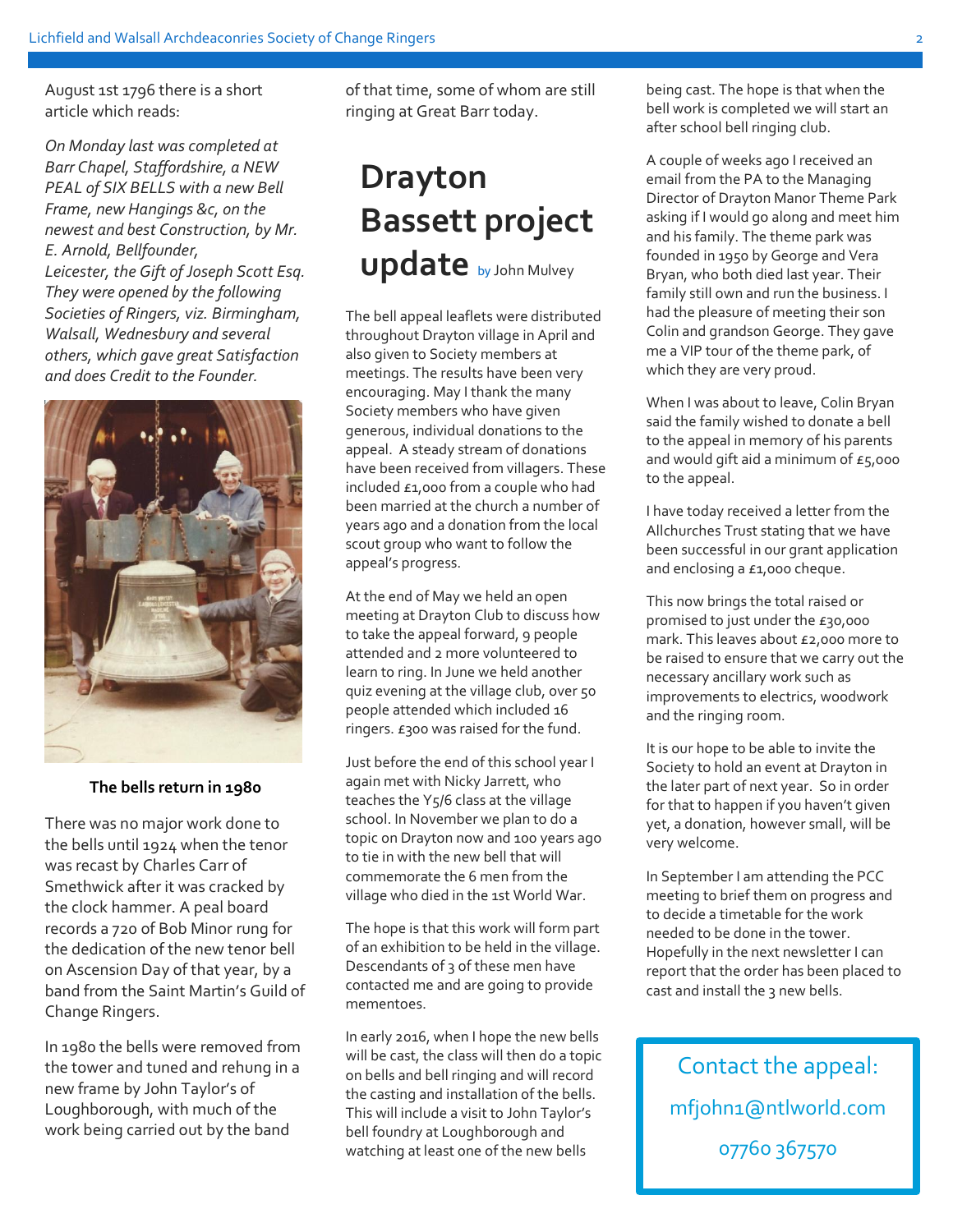August 1st 1796 there is a short article which reads:

*On Monday last was completed at Barr Chapel, Staffordshire, a NEW PEAL of SIX BELLS with a new Bell Frame, new Hangings &c, on the newest and best Construction, by Mr. E. Arnold, Bellfounder, Leicester, the Gift of Joseph Scott Esq. They were opened by the following Societies of Ringers, viz. Birmingham, Walsall, Wednesbury and several others, which gave great Satisfaction and does Credit to the Founder.*

**The bells return in 1980**

There was no major work done to the bells until 1924 when the tenor was recast by Charles Carr of Smethwick after it was cracked by the clock hammer. A peal board records a 720 of Bob Minor rung for the dedication of the new tenor bell on Ascension Day of that year, by a band from the Saint Martin's Guild of Change Ringers.

In 1980 the bells were removed from the tower and tuned and rehung in a new frame by John Taylor's of Loughborough, with much of the work being carried out by the band of that time, some of whom are still ringing at Great Barr today.

# Drayton Bassett project update

by John Mulvey

The bell appeal leaflets were distributed throughout Drayton village in April and also given to Society members at meetings. The results have been very encouraging. May I thank the many Society members who have given generous, individual donations to the appeal. A steady stream of donations have been received from villagers. These included £1,000 from a couple who had been married at the church a number of years ago and a donation from the local scout group who want to follow the appeal's progress.

At the end of May we held an open meeting at Drayton Club to discuss how to take the appeal forward, 9 people attended and 2 more volunteered to learn to ring. In June we held another quiz evening at the village club, over 50 people attended which included 16 ringers. £300 was raised for the fund.

Just before the end of this school year I again met with Nicky Jarrett, who teaches the Y5/6 class at the village school. In November we plan to do a topic on Drayton now and 100 years ago to tie in with the new bell that will commemorate the 6 men from the village who died in the 1st World War.

The hope is that this work will form part of an exhibition to be held in the village. Descendants of 3 of these men have contacted me and are going to provide mementoes.

In early 2016, when I hope the new bells will be cast, the class will then do a topic on bells and bell ringing and will record the casting and installation of the bells. This will include a visit to John Taylor's bell foundry at Loughborough and watching at least one of the new bells being cast. The hope is that when the bell work is completed we will start an after school bell ringing club.

A couple of weeks ago I received an email from the PA to the Managing Director of Drayton Manor Theme Park asking if I would go along and meet him and his family. The theme park was founded in 1950 by George and Vera Bryan, who both died last year. Their family still own and run the business. I had the pleasure of meeting their son Colin and grandson George. They gave me a VIP tour of the theme park, of which they are very proud.

When I was about to leave, Colin Bryan said the family wished to donate a bell to the appeal in memory of his parents and would gift aid a minimum of £5,000 to the appeal.

I have today received a letter from the Allchurches Trust stating that we have been successful in our grant application and enclosing a £1,000 cheque.

This now brings the total raised or promised to just under the £30,000 mark. This leaves about £2,000 more to be raised to ensure that we carry out the necessary ancillary work such as improvements to electrics, woodwork and the ringing room.

It is our hope to be able to invite the Society to hold an event at Drayton in the later part of next year. So in order for that to happen if you haven't given yet, a donation, however small, will be very welcome.

In September I am attending the PCC meeting to brief them on progress and to decide a timetable for the work needed to be done in the tower. Hopefully in the next newsletter I can report that the order has been placed to cast and install the 3 new bells.

Contact the appeal:

mfjohn1@ntlworld.com

07760 367570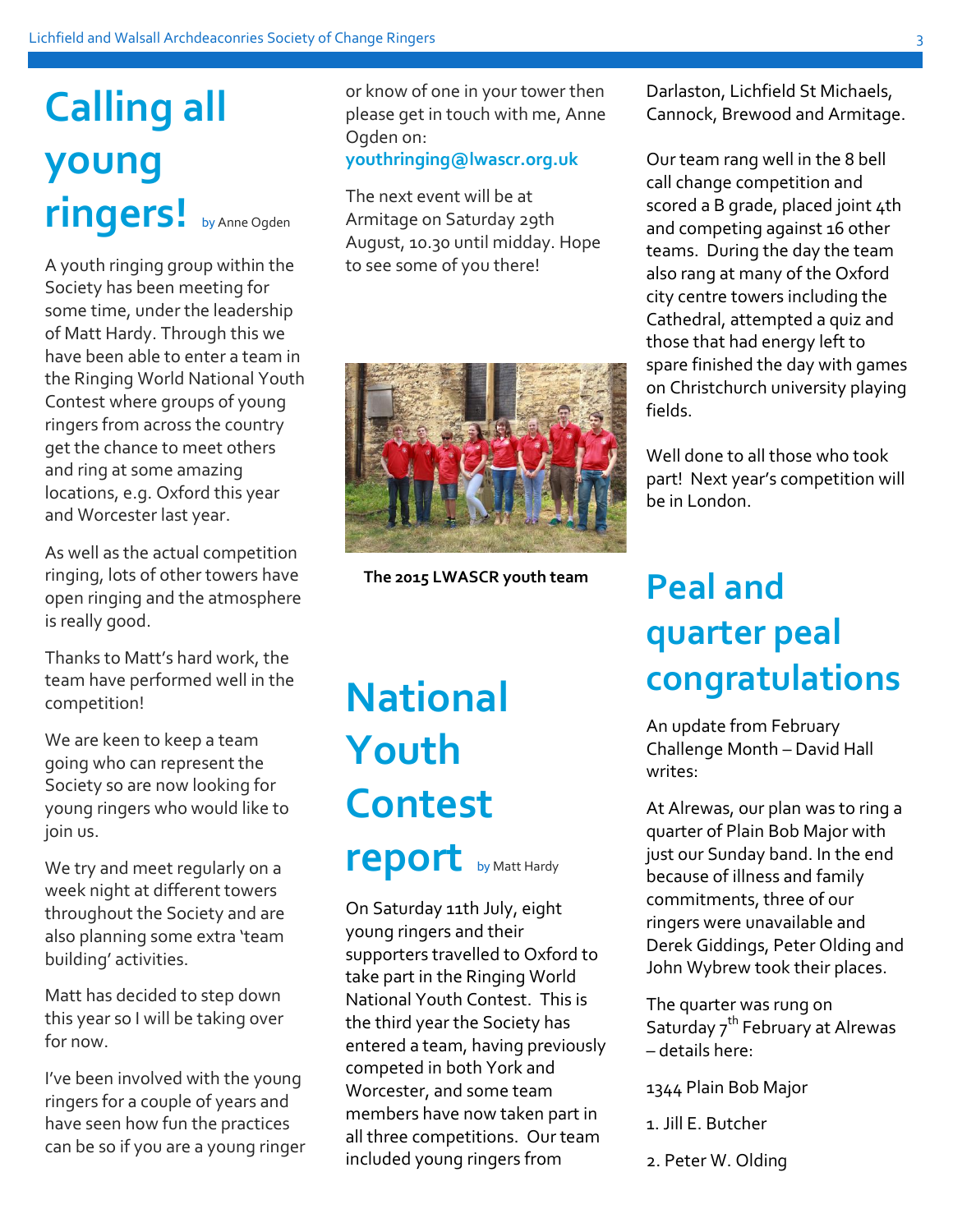# Calling all young ringers!

by Anne Ogden

A youth ringing group within the Society has been meeting for some time, under the leadership of Matt Hardy. Through this we have been able to enter a team in the Ringing World National Youth Contest where groups of young ringers from across the country get the chance to meet others and ring at some amazing locations, e.g. Oxford this year and Worcester last year.

As well as the actual competition ringing, lots of other towers have open ringing and the atmosphere is really good.

Thanks to Matt's hard work, the team have performed well in the competition!

We are keen to keep a team going who can represent the Society so are now looking for young ringers who would like to join us.

We try and meet regularly on a week night at different towers throughout the Society and are also planning some extra 'team building' activities.

Matt has decided to step down this year so I will be taking over for now.

I've been involved with the young ringers for a couple of years and have seen how fun the practices can be so if you are a young ringer or know of one in your tower then please get in touch with me, Anne Ogden on: **youthringing@lwascr.org.uk**

The next event will be at Armitage on Saturday 29th August, 10.30 until midday. Hope to see some of you there!

**The 2015 LWASCR youth team**

# National Youth Contest report

by Matt Hardy

On Saturday 11th July, eight young ringers and their supporters travelled to Oxford to take part in the Ringing World National Youth Contest. This is the third year the Society has entered a team, having previously competed in both York and Worcester, and some team members have now taken part in all three competitions. Our team included young ringers from Darlaston, Lichfield St Michaels, Cannock, Brewood and Armitage.

Our team rang well in the 8 bell call change competition and scored a B grade, placed joint 4th and competing against 16 other teams. During the day the team also rang at many of the Oxford city centre towers including the Cathedral, attempted a quiz and those that had energy left to spare finished the day with games on Christchurch university playing fields.

Well done to all those who took part! Next year's competition will be in London.

# Peal and quarter peal congratulations

An update from February Challenge Month – David Hall writes:

At Alrewas, our plan was to ring a quarter of Plain Bob Major with just our Sunday band. In the end because of illness and family commitments, three of our ringers were unavailable and Derek Giddings, Peter Olding and John Wybrew took their places.

The quarter was rung on Saturday 7th February at Alrewas – details here:

1344 Plain Bob Major

1. Jill E. Butcher

2. Peter W. Olding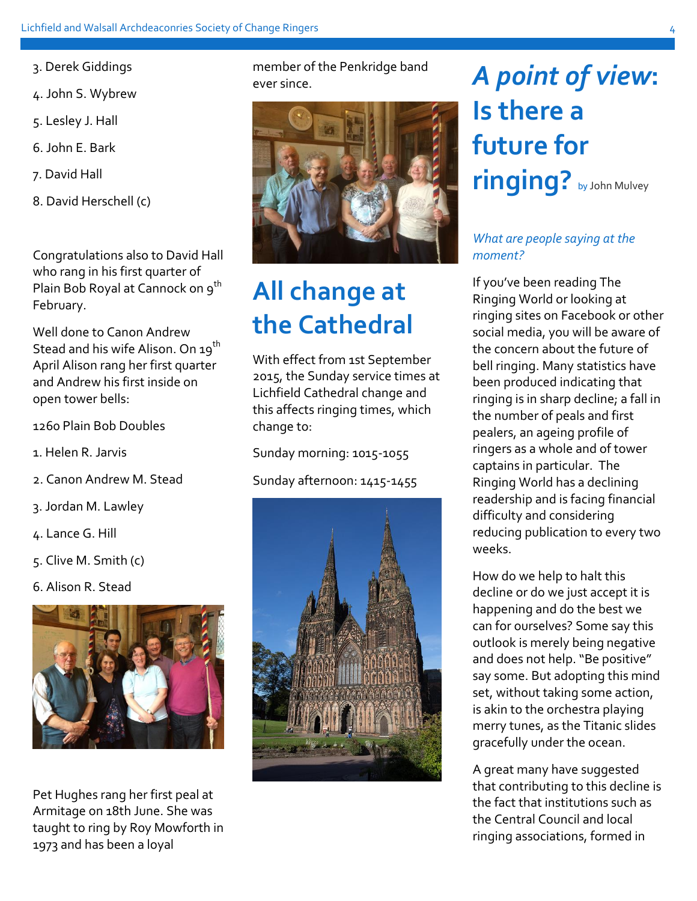3. Derek Giddings
4. John S. Wybrew
5. Lesley J. Hall
6. John E. Bark
7. David Hall
8. David Herschell (c)

Congratulations also to David Hall who rang in his first quarter of Plain Bob Royal at Cannock on 9th February.

Well done to Canon Andrew Stead and his wife Alison. On 19th April Alison rang her first quarter and Andrew his first inside on open tower bells:

1260 Plain Bob Doubles

1. Helen R. Jarvis
2. Canon Andrew M. Stead
3. Jordan M. Lawley
4. Lance G. Hill
5. Clive M. Smith (c)
6. Alison R. Stead

Pet Hughes rang her first peal at Armitage on 18th June. She was taught to ring by Roy Mowforth in 1973 and has been a loyal member of the Penkridge band ever since.

# All change at the Cathedral

With effect from 1st September 2015, the Sunday service times at Lichfield Cathedral change and this affects ringing times, which change to:

Sunday morning: 1015-1055

Sunday afternoon: 1415-1455

# *A point of view*: Is there a future for ringing?

by John Mulvey

*What are people saying at the moment?*

If you've been reading The Ringing World or looking at ringing sites on Facebook or other social media, you will be aware of the concern about the future of bell ringing. Many statistics have been produced indicating that ringing is in sharp decline; a fall in the number of peals and first pealers, an ageing profile of ringers as a whole and of tower captains in particular. The Ringing World has a declining readership and is facing financial difficulty and considering reducing publication to every two weeks.

How do we help to halt this decline or do we just accept it is happening and do the best we can for ourselves? Some say this outlook is merely being negative and does not help. "Be positive" say some. But adopting this mind set, without taking some action, is akin to the orchestra playing merry tunes, as the Titanic slides gracefully under the ocean.

A great many have suggested that contributing to this decline is the fact that institutions such as the Central Council and local ringing associations, formed in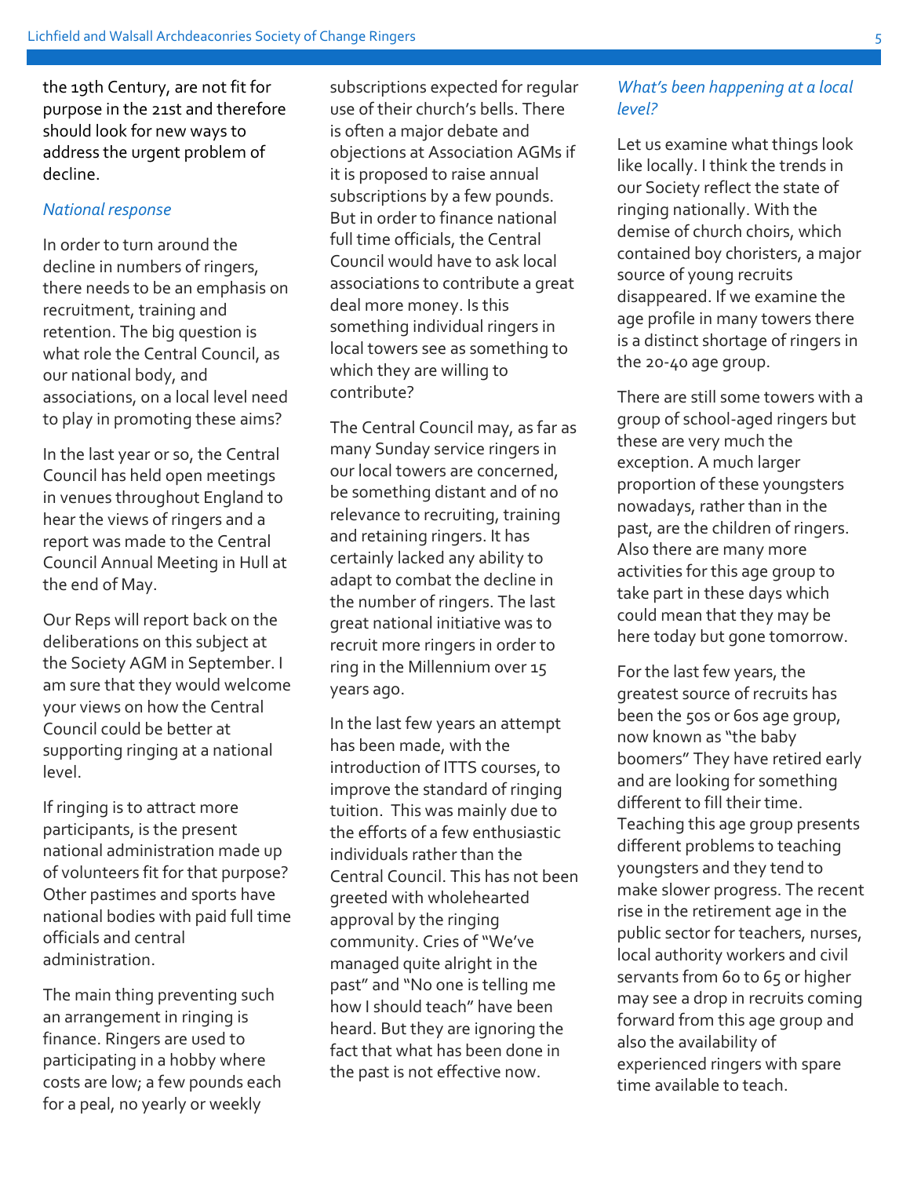the 19th Century, are not fit for purpose in the 21st and therefore should look for new ways to address the urgent problem of decline.

*National response*

In order to turn around the decline in numbers of ringers, there needs to be an emphasis on recruitment, training and retention. The big question is what role the Central Council, as our national body, and associations, on a local level need to play in promoting these aims?

In the last year or so, the Central Council has held open meetings in venues throughout England to hear the views of ringers and a report was made to the Central Council Annual Meeting in Hull at the end of May.

Our Reps will report back on the deliberations on this subject at the Society AGM in September. I am sure that they would welcome your views on how the Central Council could be better at supporting ringing at a national level.

If ringing is to attract more participants, is the present national administration made up of volunteers fit for that purpose? Other pastimes and sports have national bodies with paid full time officials and central administration.

The main thing preventing such an arrangement in ringing is finance. Ringers are used to participating in a hobby where costs are low; a few pounds each for a peal, no yearly or weekly subscriptions expected for regular use of their church's bells. There is often a major debate and objections at Association AGMs if it is proposed to raise annual subscriptions by a few pounds. But in order to finance national full time officials, the Central Council would have to ask local associations to contribute a great deal more money. Is this something individual ringers in local towers see as something to which they are willing to contribute?

The Central Council may, as far as many Sunday service ringers in our local towers are concerned, be something distant and of no relevance to recruiting, training and retaining ringers. It has certainly lacked any ability to adapt to combat the decline in the number of ringers. The last great national initiative was to recruit more ringers in order to ring in the Millennium over 15 years ago.

In the last few years an attempt has been made, with the introduction of ITTS courses, to improve the standard of ringing tuition. This was mainly due to the efforts of a few enthusiastic individuals rather than the Central Council. This has not been greeted with wholehearted approval by the ringing community. Cries of "We've managed quite alright in the past" and "No one is telling me how I should teach" have been heard. But they are ignoring the fact that what has been done in the past is not effective now.

*What's been happening at a local level?*

Let us examine what things look like locally. I think the trends in our Society reflect the state of ringing nationally. With the demise of church choirs, which contained boy choristers, a major source of young recruits disappeared. If we examine the age profile in many towers there is a distinct shortage of ringers in the 20-40 age group.

There are still some towers with a group of school-aged ringers but these are very much the exception. A much larger proportion of these youngsters nowadays, rather than in the past, are the children of ringers. Also there are many more activities for this age group to take part in these days which could mean that they may be here today but gone tomorrow.

For the last few years, the greatest source of recruits has been the 50s or 60s age group, now known as "the baby boomers" They have retired early and are looking for something different to fill their time. Teaching this age group presents different problems to teaching youngsters and they tend to make slower progress. The recent rise in the retirement age in the public sector for teachers, nurses, local authority workers and civil servants from 60 to 65 or higher may see a drop in recruits coming forward from this age group and also the availability of experienced ringers with spare time available to teach.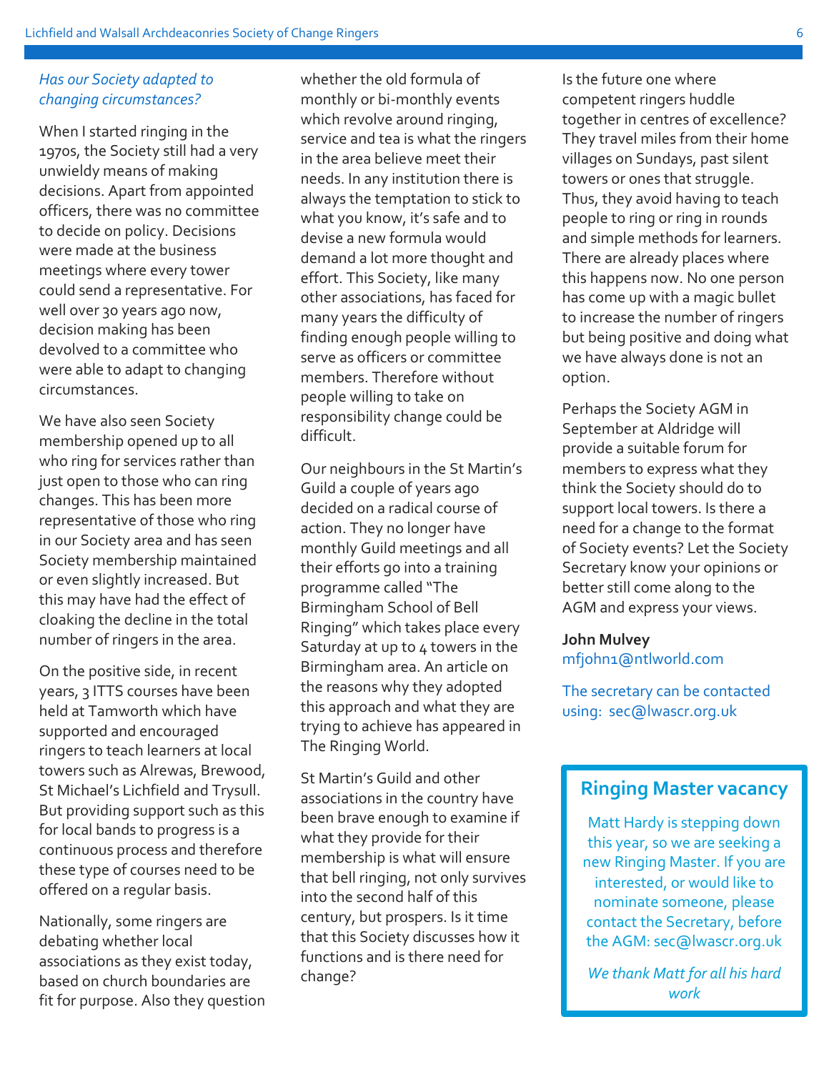*Has our Society adapted to changing circumstances?*

When I started ringing in the 1970s, the Society still had a very unwieldy means of making decisions. Apart from appointed officers, there was no committee to decide on policy. Decisions were made at the business meetings where every tower could send a representative. For well over 30 years ago now, decision making has been devolved to a committee who were able to adapt to changing circumstances.

We have also seen Society membership opened up to all who ring for services rather than just open to those who can ring changes. This has been more representative of those who ring in our Society area and has seen Society membership maintained or even slightly increased. But this may have had the effect of cloaking the decline in the total number of ringers in the area.

On the positive side, in recent years, 3 ITTS courses have been held at Tamworth which have supported and encouraged ringers to teach learners at local towers such as Alrewas, Brewood, St Michael's Lichfield and Trysull. But providing support such as this for local bands to progress is a continuous process and therefore these type of courses need to be offered on a regular basis.

Nationally, some ringers are debating whether local associations as they exist today, based on church boundaries are fit for purpose. Also they question whether the old formula of monthly or bi-monthly events which revolve around ringing, service and tea is what the ringers in the area believe meet their needs. In any institution there is always the temptation to stick to what you know, it's safe and to devise a new formula would demand a lot more thought and effort. This Society, like many other associations, has faced for many years the difficulty of finding enough people willing to serve as officers or committee members. Therefore without people willing to take on responsibility change could be difficult.

Our neighbours in the St Martin's Guild a couple of years ago decided on a radical course of action. They no longer have monthly Guild meetings and all their efforts go into a training programme called "The Birmingham School of Bell Ringing" which takes place every Saturday at up to 4 towers in the Birmingham area. An article on the reasons why they adopted this approach and what they are trying to achieve has appeared in The Ringing World.

St Martin's Guild and other associations in the country have been brave enough to examine if what they provide for their membership is what will ensure that bell ringing, not only survives into the second half of this century, but prospers. Is it time that this Society discusses how it functions and is there need for change?

Is the future one where competent ringers huddle together in centres of excellence? They travel miles from their home villages on Sundays, past silent towers or ones that struggle. Thus, they avoid having to teach people to ring or ring in rounds and simple methods for learners. There are already places where this happens now. No one person has come up with a magic bullet to increase the number of ringers but being positive and doing what we have always done is not an option.

Perhaps the Society AGM in September at Aldridge will provide a suitable forum for members to express what they think the Society should do to support local towers. Is there a need for a change to the format of Society events? Let the Society Secretary know your opinions or better still come along to the AGM and express your views.

**John Mulvey**
mfjohn1@ntlworld.com

The secretary can be contacted using: sec@lwascr.org.uk

## Ringing Master vacancy

Matt Hardy is stepping down this year, so we are seeking a new Ringing Master. If you are interested, or would like to nominate someone, please contact the Secretary, before the AGM: sec@lwascr.org.uk

*We thank Matt for all his hard work*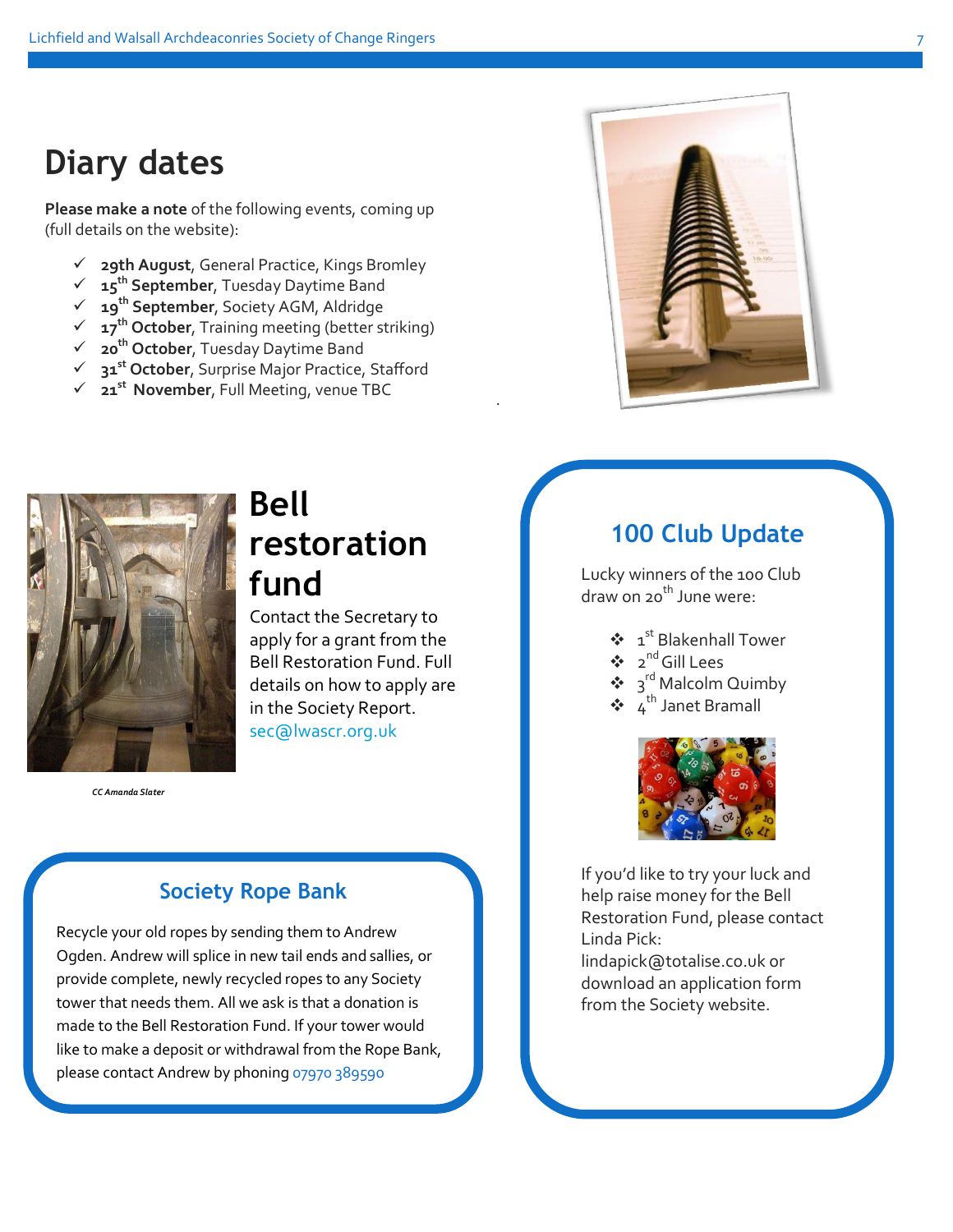# Diary dates

**Please make a note** of the following events, coming up (full details on the website):

- ✓ **29th August**, General Practice, Kings Bromley
- ✓ **15th September**, Tuesday Daytime Band
- ✓ **19th September**, Society AGM, Aldridge
- ✓ **17th October**, Training meeting (better striking)
- ✓ **20th October**, Tuesday Daytime Band
- ✓ **31st October**, Surprise Major Practice, Stafford
- ✓ **21st November**, Full Meeting, venue TBC

*CC Amanda Slater*

# Bell restoration fund

Contact the Secretary to apply for a grant from the Bell Restoration Fund. Full details on how to apply are in the Society Report. sec@lwascr.org.uk

## 100 Club Update

Lucky winners of the 100 Club draw on 20th June were:

- ❖ 1st Blakenhall Tower
- ❖ 2nd Gill Lees
- ❖ 3rd Malcolm Quimby
- ❖ 4th Janet Bramall

If you'd like to try your luck and help raise money for the Bell Restoration Fund, please contact Linda Pick: lindapick@totalise.co.uk or download an application form from the Society website.

## Society Rope Bank

Recycle your old ropes by sending them to Andrew Ogden. Andrew will splice in new tail ends and sallies, or provide complete, newly recycled ropes to any Society tower that needs them. All we ask is that a donation is made to the Bell Restoration Fund. If your tower would like to make a deposit or withdrawal from the Rope Bank, please contact Andrew by phoning 07970 389590